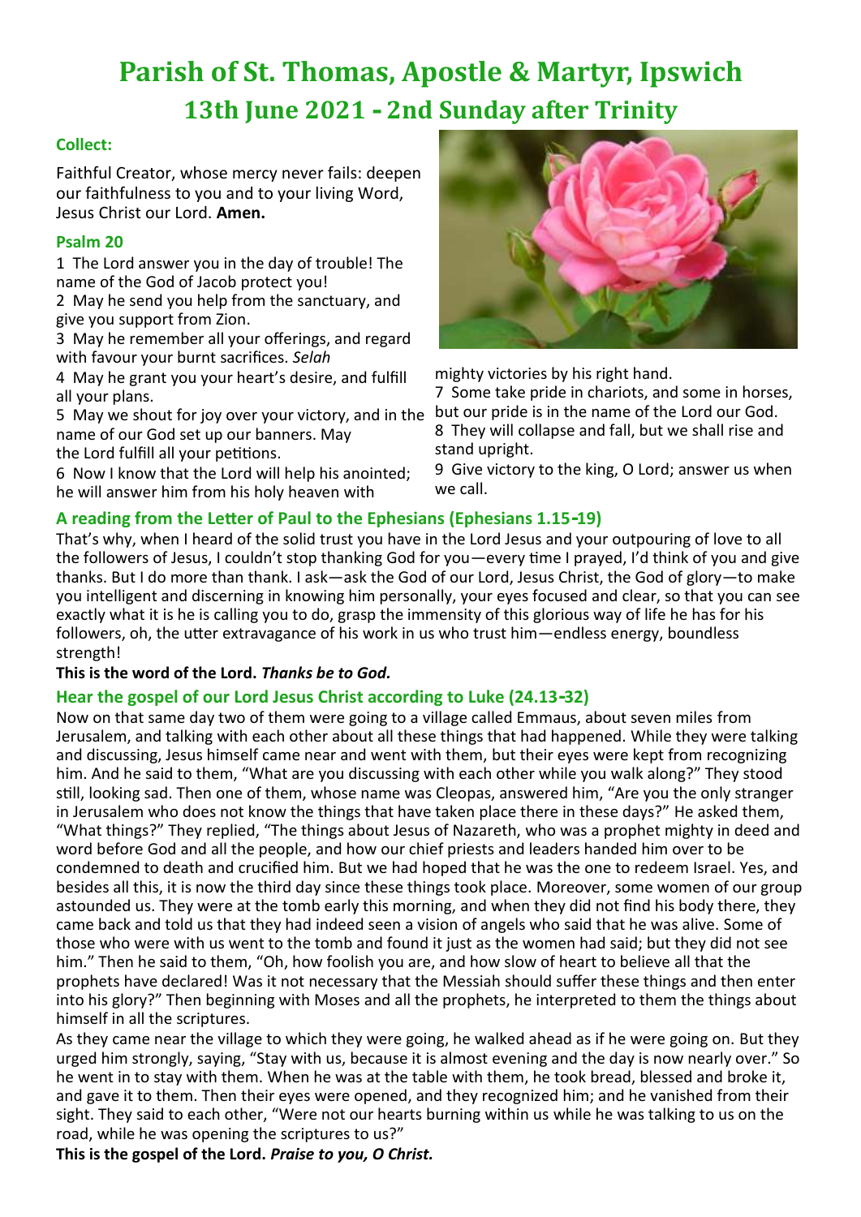# Parish of St. Thomas, Apostle & Martyr, Ipswich

## 13th June 2021 - 2nd Sunday after Trinity

### Collect:

Faithful Creator, whose mercy never fails: deepen our faithfulness to you and to your living Word, Jesus Christ our Lord. **Amen.**

### Psalm 20

1 The Lord answer you in the day of trouble! The name of the God of Jacob protect you!

2 May he send you help from the sanctuary, and give you support from Zion.

3 May he remember all your offerings, and regard with favour your burnt sacrifices. *Selah*

4 May he grant you your heart's desire, and fulfill all your plans.

5 May we shout for joy over your victory, and in the name of our God set up our banners. May the Lord fulfill all your petitions.

6 Now I know that the Lord will help his anointed; he will answer him from his holy heaven with mighty victories by his right hand.

7 Some take pride in chariots, and some in horses, but our pride is in the name of the Lord our God.

8 They will collapse and fall, but we shall rise and stand upright.

9 Give victory to the king, O Lord; answer us when we call.

### A reading from the Letter of Paul to the Ephesians (Ephesians 1.15-19)

That's why, when I heard of the solid trust you have in the Lord Jesus and your outpouring of love to all the followers of Jesus, I couldn't stop thanking God for you—every time I prayed, I'd think of you and give thanks. But I do more than thank. I ask—ask the God of our Lord, Jesus Christ, the God of glory—to make you intelligent and discerning in knowing him personally, your eyes focused and clear, so that you can see exactly what it is he is calling you to do, grasp the immensity of this glorious way of life he has for his followers, oh, the utter extravagance of his work in us who trust him—endless energy, boundless strength!

**This is the word of the Lord.** ***Thanks be to God.***

### Hear the gospel of our Lord Jesus Christ according to Luke (24.13-32)

Now on that same day two of them were going to a village called Emmaus, about seven miles from Jerusalem, and talking with each other about all these things that had happened. While they were talking and discussing, Jesus himself came near and went with them, but their eyes were kept from recognizing him. And he said to them, "What are you discussing with each other while you walk along?" They stood still, looking sad. Then one of them, whose name was Cleopas, answered him, "Are you the only stranger in Jerusalem who does not know the things that have taken place there in these days?" He asked them, "What things?" They replied, "The things about Jesus of Nazareth, who was a prophet mighty in deed and word before God and all the people, and how our chief priests and leaders handed him over to be condemned to death and crucified him. But we had hoped that he was the one to redeem Israel. Yes, and besides all this, it is now the third day since these things took place. Moreover, some women of our group astounded us. They were at the tomb early this morning, and when they did not find his body there, they came back and told us that they had indeed seen a vision of angels who said that he was alive. Some of those who were with us went to the tomb and found it just as the women had said; but they did not see him." Then he said to them, "Oh, how foolish you are, and how slow of heart to believe all that the prophets have declared! Was it not necessary that the Messiah should suffer these things and then enter into his glory?" Then beginning with Moses and all the prophets, he interpreted to them the things about himself in all the scriptures.

As they came near the village to which they were going, he walked ahead as if he were going on. But they urged him strongly, saying, "Stay with us, because it is almost evening and the day is now nearly over." So he went in to stay with them. When he was at the table with them, he took bread, blessed and broke it, and gave it to them. Then their eyes were opened, and they recognized him; and he vanished from their sight. They said to each other, "Were not our hearts burning within us while he was talking to us on the road, while he was opening the scriptures to us?"

**This is the gospel of the Lord.** ***Praise to you, O Christ.***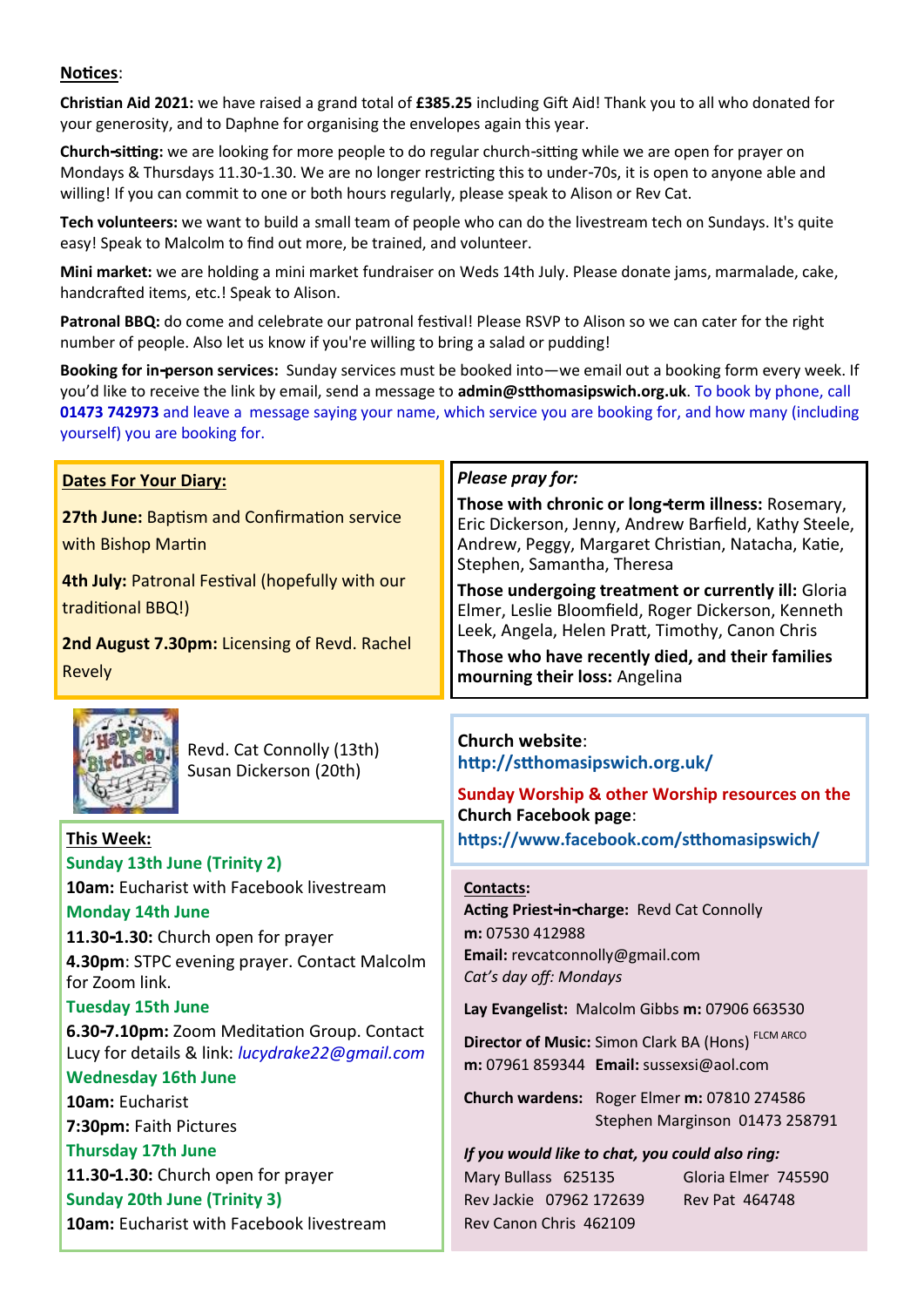**Notices**:

**Christian Aid 2021:** we have raised a grand total of **£385.25** including Gift Aid! Thank you to all who donated for your generosity, and to Daphne for organising the envelopes again this year.

**Church-sitting:** we are looking for more people to do regular church-sitting while we are open for prayer on Mondays & Thursdays 11.30-1.30. We are no longer restricting this to under-70s, it is open to anyone able and willing! If you can commit to one or both hours regularly, please speak to Alison or Rev Cat.

**Tech volunteers:** we want to build a small team of people who can do the livestream tech on Sundays. It's quite easy! Speak to Malcolm to find out more, be trained, and volunteer.

**Mini market:** we are holding a mini market fundraiser on Weds 14th July. Please donate jams, marmalade, cake, handcrafted items, etc.! Speak to Alison.

**Patronal BBQ:** do come and celebrate our patronal festival! Please RSVP to Alison so we can cater for the right number of people. Also let us know if you're willing to bring a salad or pudding!

**Booking for in-person services:** Sunday services must be booked into—we email out a booking form every week. If you'd like to receive the link by email, send a message to **admin@stthomasipswich.org.uk**. To book by phone, call **01473 742973** and leave a message saying your name, which service you are booking for, and how many (including yourself) you are booking for.

**Dates For Your Diary:**

**27th June:** Baptism and Confirmation service with Bishop Martin

**4th July:** Patronal Festival (hopefully with our traditional BBQ!)

**2nd August 7.30pm:** Licensing of Revd. Rachel Revely

*Please pray for:*

**Those with chronic or long-term illness:** Rosemary, Eric Dickerson, Jenny, Andrew Barfield, Kathy Steele, Andrew, Peggy, Margaret Christian, Natacha, Katie, Stephen, Samantha, Theresa

**Those undergoing treatment or currently ill:** Gloria Elmer, Leslie Bloomfield, Roger Dickerson, Kenneth Leek, Angela, Helen Pratt, Timothy, Canon Chris

**Those who have recently died, and their families mourning their loss:** Angelina

Revd. Cat Connolly (13th)
Susan Dickerson (20th)

**This Week:**

**Sunday 13th June (Trinity 2)**
**10am:** Eucharist with Facebook livestream

**Monday 14th June**
**11.30-1.30:** Church open for prayer
**4.30pm**: STPC evening prayer. Contact Malcolm for Zoom link.

**Tuesday 15th June**
**6.30-7.10pm:** Zoom Meditation Group. Contact Lucy for details & link: *lucydrake22@gmail.com*

**Wednesday 16th June**
**10am:** Eucharist
**7:30pm:** Faith Pictures

**Thursday 17th June**
**11.30-1.30:** Church open for prayer

**Sunday 20th June (Trinity 3)**
**10am:** Eucharist with Facebook livestream

**Church website**: **http://stthomasipswich.org.uk/**

**Sunday Worship & other Worship resources on the Church Facebook page**: **https://www.facebook.com/stthomasipswich/**

**Contacts:**

**Acting Priest-in-charge:** Revd Cat Connolly
**m:** 07530 412988
**Email:** revcatconnolly@gmail.com
*Cat's day off: Mondays*

**Lay Evangelist:** Malcolm Gibbs **m:** 07906 663530

**Director of Music:** Simon Clark BA (Hons) FLCM ARCO
**m:** 07961 859344 **Email:** sussexsi@aol.com

**Church wardens:** Roger Elmer **m:** 07810 274586
Stephen Marginson 01473 258791

***If you would like to chat, you could also ring:***

Mary Bullass 625135
Gloria Elmer 745590
Rev Jackie 07962 172639
Rev Pat 464748
Rev Canon Chris 462109